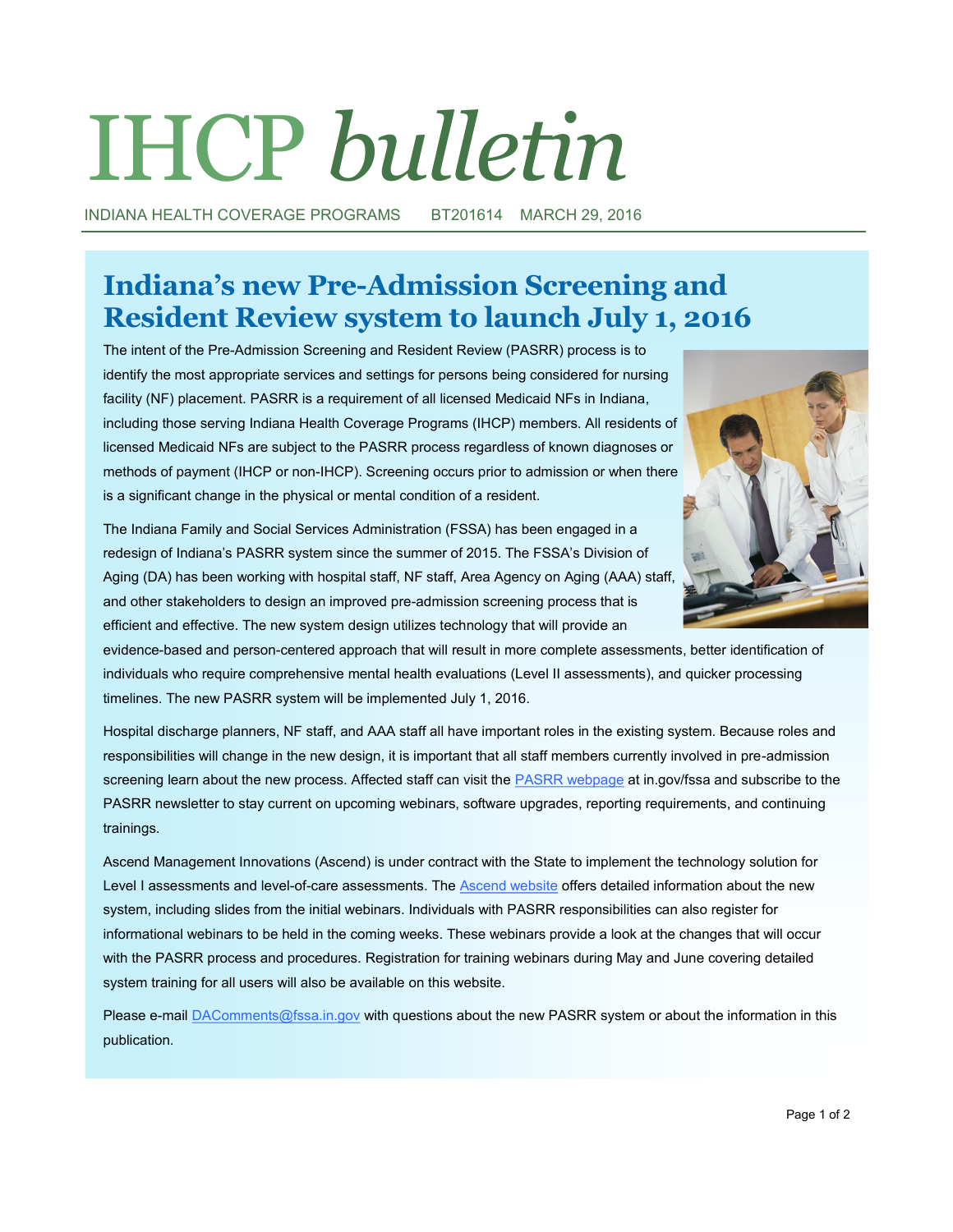# IHCP *bulletin*

INDIANA HEALTH COVERAGE PROGRAMS BT201614 MARCH 29, 2016

## Indiana's new Pre-Admission Screening and Resident Review system to launch July 1, 2016

The intent of the Pre-Admission Screening and Resident Review (PASRR) process is to identify the most appropriate services and settings for persons being considered for nursing facility (NF) placement. PASRR is a requirement of all licensed Medicaid NFs in Indiana, including those serving Indiana Health Coverage Programs (IHCP) members. All residents of licensed Medicaid NFs are subject to the PASRR process regardless of known diagnoses or methods of payment (IHCP or non-IHCP). Screening occurs prior to admission or when there is a significant change in the physical or mental condition of a resident.

The Indiana Family and Social Services Administration (FSSA) has been engaged in a redesign of Indiana's PASRR system since the summer of 2015. The FSSA's Division of Aging (DA) has been working with hospital staff, NF staff, Area Agency on Aging (AAA) staff, and other stakeholders to design an improved pre-admission screening process that is efficient and effective. The new system design utilizes technology that will provide an evidence-based and person-centered approach that will result in more complete assessments, better identification of individuals who require comprehensive mental health evaluations (Level II assessments), and quicker processing timelines. The new PASRR system will be implemented July 1, 2016.

Hospital discharge planners, NF staff, and AAA staff all have important roles in the existing system. Because roles and responsibilities will change in the new design, it is important that all staff members currently involved in pre-admission screening learn about the new process. Affected staff can visit the PASRR webpage at in.gov/fssa and subscribe to the PASRR newsletter to stay current on upcoming webinars, software upgrades, reporting requirements, and continuing trainings.

Ascend Management Innovations (Ascend) is under contract with the State to implement the technology solution for Level I assessments and level-of-care assessments. The Ascend website offers detailed information about the new system, including slides from the initial webinars. Individuals with PASRR responsibilities can also register for informational webinars to be held in the coming weeks. These webinars provide a look at the changes that will occur with the PASRR process and procedures. Registration for training webinars during May and June covering detailed system training for all users will also be available on this website.

Please e-mail DAComments@fssa.in.gov with questions about the new PASRR system or about the information in this publication.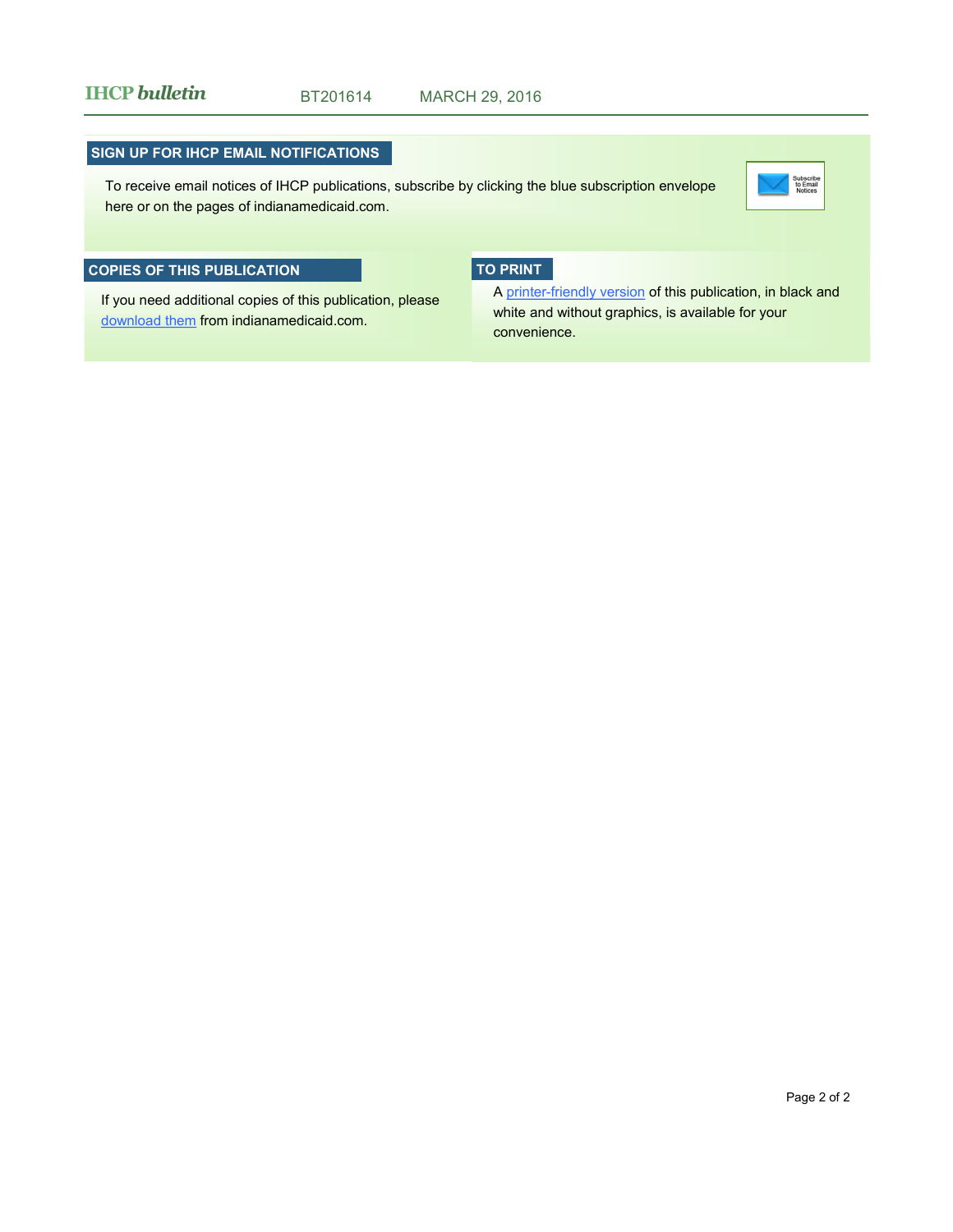## SIGN UP FOR IHCP EMAIL NOTIFICATIONS

To receive email notices of IHCP publications, subscribe by clicking the blue subscription envelope here or on the pages of indianamedicaid.com.

## COPIES OF THIS PUBLICATION

If you need additional copies of this publication, please download them from indianamedicaid.com.

## TO PRINT

A printer-friendly version of this publication, in black and white and without graphics, is available for your convenience.